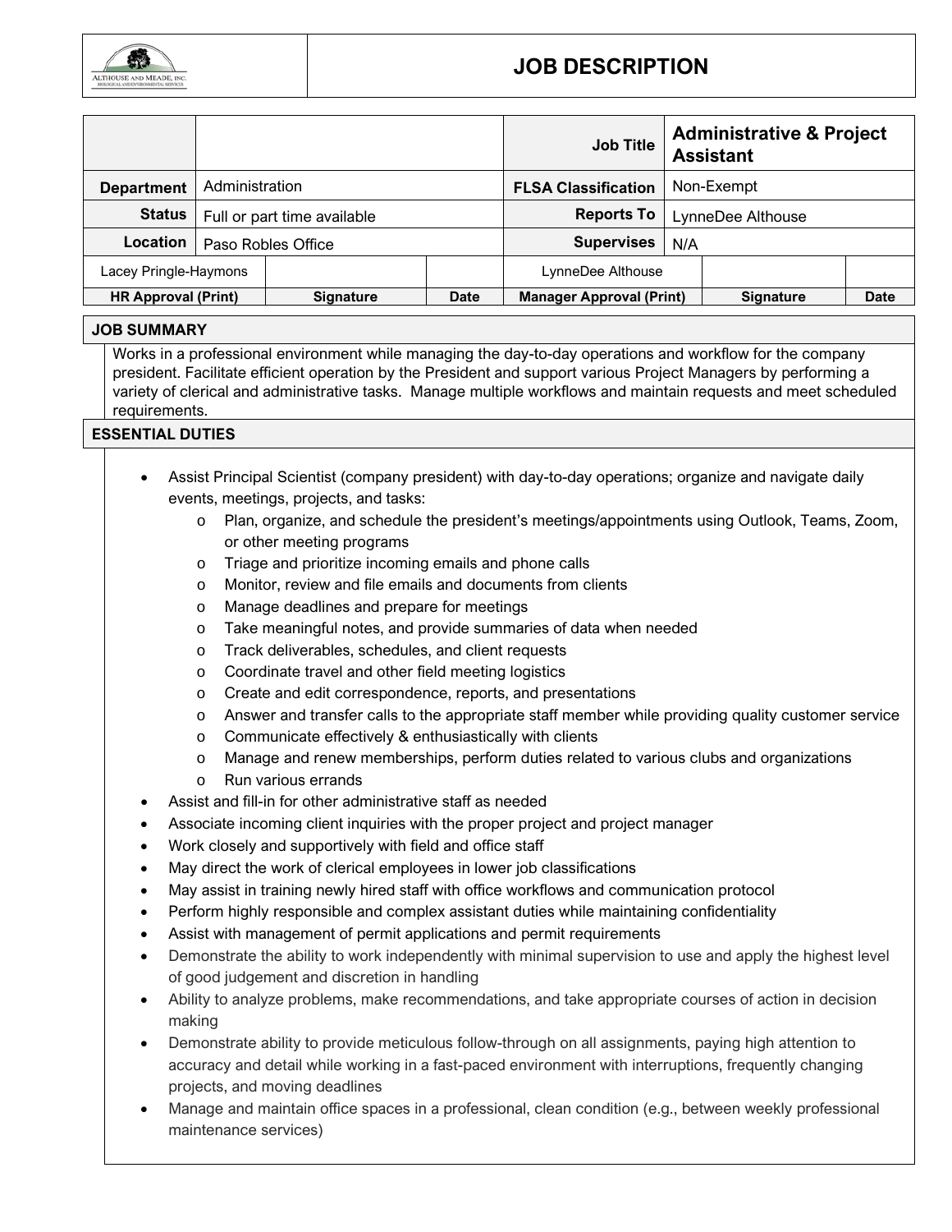# JOB DESCRIPTION

| | | Job Title | Administrative & Project Assistant |
|---|---|---|---|
| **Department** | Administration | **FLSA Classification** | Non-Exempt |
| **Status** | Full or part time available | **Reports To** | LynneDee Althouse |
| **Location** | Paso Robles Office | **Supervises** | N/A |

| Lacey Pringle-Haymons | | | LynneDee Althouse | | |
|---|---|---|---|---|---|
| **HR Approval (Print)** | **Signature** | **Date** | **Manager Approval (Print)** | **Signature** | **Date** |

## JOB SUMMARY

Works in a professional environment while managing the day-to-day operations and workflow for the company president. Facilitate efficient operation by the President and support various Project Managers by performing a variety of clerical and administrative tasks. Manage multiple workflows and maintain requests and meet scheduled requirements.

## ESSENTIAL DUTIES

- Assist Principal Scientist (company president) with day-to-day operations; organize and navigate daily events, meetings, projects, and tasks:
  - Plan, organize, and schedule the president's meetings/appointments using Outlook, Teams, Zoom, or other meeting programs
  - Triage and prioritize incoming emails and phone calls
  - Monitor, review and file emails and documents from clients
  - Manage deadlines and prepare for meetings
  - Take meaningful notes, and provide summaries of data when needed
  - Track deliverables, schedules, and client requests
  - Coordinate travel and other field meeting logistics
  - Create and edit correspondence, reports, and presentations
  - Answer and transfer calls to the appropriate staff member while providing quality customer service
  - Communicate effectively & enthusiastically with clients
  - Manage and renew memberships, perform duties related to various clubs and organizations
  - Run various errands
- Assist and fill-in for other administrative staff as needed
- Associate incoming client inquiries with the proper project and project manager
- Work closely and supportively with field and office staff
- May direct the work of clerical employees in lower job classifications
- May assist in training newly hired staff with office workflows and communication protocol
- Perform highly responsible and complex assistant duties while maintaining confidentiality
- Assist with management of permit applications and permit requirements
- Demonstrate the ability to work independently with minimal supervision to use and apply the highest level of good judgement and discretion in handling
- Ability to analyze problems, make recommendations, and take appropriate courses of action in decision making
- Demonstrate ability to provide meticulous follow-through on all assignments, paying high attention to accuracy and detail while working in a fast-paced environment with interruptions, frequently changing projects, and moving deadlines
- Manage and maintain office spaces in a professional, clean condition (e.g., between weekly professional maintenance services)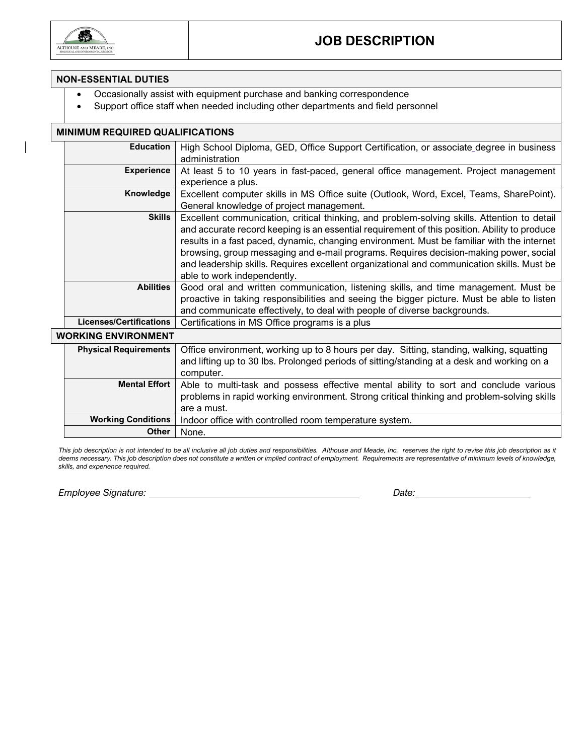# JOB DESCRIPTION

## NON-ESSENTIAL DUTIES

- Occasionally assist with equipment purchase and banking correspondence
- Support office staff when needed including other departments and field personnel

## MINIMUM REQUIRED QUALIFICATIONS

| | |
|---|---|
| **Education** | High School Diploma, GED, Office Support Certification, or associate degree in business administration |
| **Experience** | At least 5 to 10 years in fast-paced, general office management. Project management experience a plus. |
| **Knowledge** | Excellent computer skills in MS Office suite (Outlook, Word, Excel, Teams, SharePoint). General knowledge of project management. |
| **Skills** | Excellent communication, critical thinking, and problem-solving skills. Attention to detail and accurate record keeping is an essential requirement of this position. Ability to produce results in a fast paced, dynamic, changing environment. Must be familiar with the internet browsing, group messaging and e-mail programs. Requires decision-making power, social and leadership skills. Requires excellent organizational and communication skills. Must be able to work independently. |
| **Abilities** | Good oral and written communication, listening skills, and time management. Must be proactive in taking responsibilities and seeing the bigger picture. Must be able to listen and communicate effectively, to deal with people of diverse backgrounds. |
| **Licenses/Certifications** | Certifications in MS Office programs is a plus |

## WORKING ENVIRONMENT

| | |
|---|---|
| **Physical Requirements** | Office environment, working up to 8 hours per day. Sitting, standing, walking, squatting and lifting up to 30 lbs. Prolonged periods of sitting/standing at a desk and working on a computer. |
| **Mental Effort** | Able to multi-task and possess effective mental ability to sort and conclude various problems in rapid working environment. Strong critical thinking and problem-solving skills are a must. |
| **Working Conditions** | Indoor office with controlled room temperature system. |
| **Other** | None. |

*This job description is not intended to be all inclusive all job duties and responsibilities. Althouse and Meade, Inc. reserves the right to revise this job description as it deems necessary. This job description does not constitute a written or implied contract of employment. Requirements are representative of minimum levels of knowledge, skills, and experience required.*

*Employee Signature:* ______________________________ *Date:* ____________________